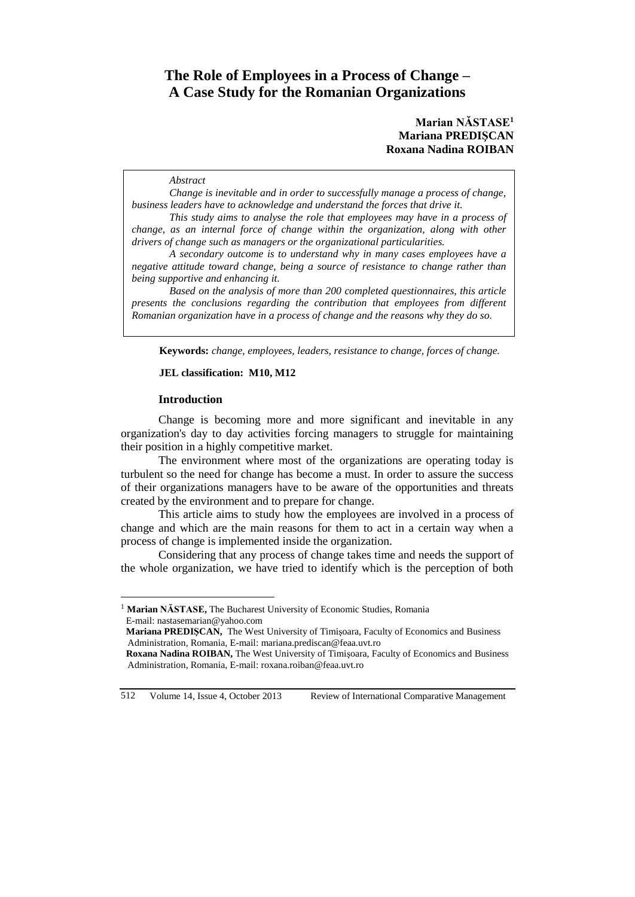# The Role of Employees in a Process of Change – A Case Study for the Romanian Organizations

**Marian NĂSTASE**[1]
**Mariana PREDIŞCAN**
**Roxana Nadina ROIBAN**

*Abstract*

*Change is inevitable and in order to successfully manage a process of change, business leaders have to acknowledge and understand the forces that drive it.*

*This study aims to analyse the role that employees may have in a process of change, as an internal force of change within the organization, along with other drivers of change such as managers or the organizational particularities.*

*A secondary outcome is to understand why in many cases employees have a negative attitude toward change, being a source of resistance to change rather than being supportive and enhancing it.*

*Based on the analysis of more than 200 completed questionnaires, this article presents the conclusions regarding the contribution that employees from different Romanian organization have in a process of change and the reasons why they do so.*

**Keywords:** *change, employees, leaders, resistance to change, forces of change.*

**JEL classification: M10, M12**

## Introduction

Change is becoming more and more significant and inevitable in any organization's day to day activities forcing managers to struggle for maintaining their position in a highly competitive market.

The environment where most of the organizations are operating today is turbulent so the need for change has become a must. In order to assure the success of their organizations managers have to be aware of the opportunities and threats created by the environment and to prepare for change.

This article aims to study how the employees are involved in a process of change and which are the main reasons for them to act in a certain way when a process of change is implemented inside the organization.

Considering that any process of change takes time and needs the support of the whole organization, we have tried to identify which is the perception of both

---

[1] **Marian NĂSTASE,** The Bucharest University of Economic Studies, Romania E-mail: nastasemarian@yahoo.com
**Mariana PREDIŞCAN,** The West University of Timişoara, Faculty of Economics and Business Administration, Romania, E-mail: mariana.prediscan@feaa.uvt.ro
**Roxana Nadina ROIBAN,** The West University of Timişoara, Faculty of Economics and Business Administration, Romania, E-mail: roxana.roiban@feaa.uvt.ro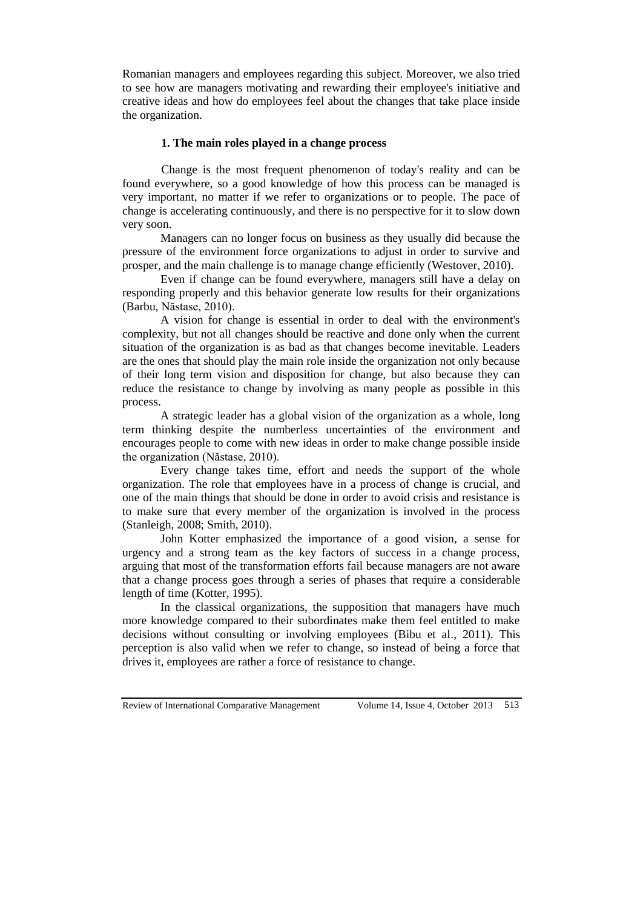Romanian managers and employees regarding this subject. Moreover, we also tried to see how are managers motivating and rewarding their employee's initiative and creative ideas and how do employees feel about the changes that take place inside the organization.

## 1. The main roles played in a change process

Change is the most frequent phenomenon of today's reality and can be found everywhere, so a good knowledge of how this process can be managed is very important, no matter if we refer to organizations or to people. The pace of change is accelerating continuously, and there is no perspective for it to slow down very soon.

Managers can no longer focus on business as they usually did because the pressure of the environment force organizations to adjust in order to survive and prosper, and the main challenge is to manage change efficiently (Westover, 2010).

Even if change can be found everywhere, managers still have a delay on responding properly and this behavior generate low results for their organizations (Barbu, Năstase, 2010).

A vision for change is essential in order to deal with the environment's complexity, but not all changes should be reactive and done only when the current situation of the organization is as bad as that changes become inevitable. Leaders are the ones that should play the main role inside the organization not only because of their long term vision and disposition for change, but also because they can reduce the resistance to change by involving as many people as possible in this process.

A strategic leader has a global vision of the organization as a whole, long term thinking despite the numberless uncertainties of the environment and encourages people to come with new ideas in order to make change possible inside the organization (Năstase, 2010).

Every change takes time, effort and needs the support of the whole organization. The role that employees have in a process of change is crucial, and one of the main things that should be done in order to avoid crisis and resistance is to make sure that every member of the organization is involved in the process (Stanleigh, 2008; Smith, 2010).

John Kotter emphasized the importance of a good vision, a sense for urgency and a strong team as the key factors of success in a change process, arguing that most of the transformation efforts fail because managers are not aware that a change process goes through a series of phases that require a considerable length of time (Kotter, 1995).

In the classical organizations, the supposition that managers have much more knowledge compared to their subordinates make them feel entitled to make decisions without consulting or involving employees (Bibu et al., 2011). This perception is also valid when we refer to change, so instead of being a force that drives it, employees are rather a force of resistance to change.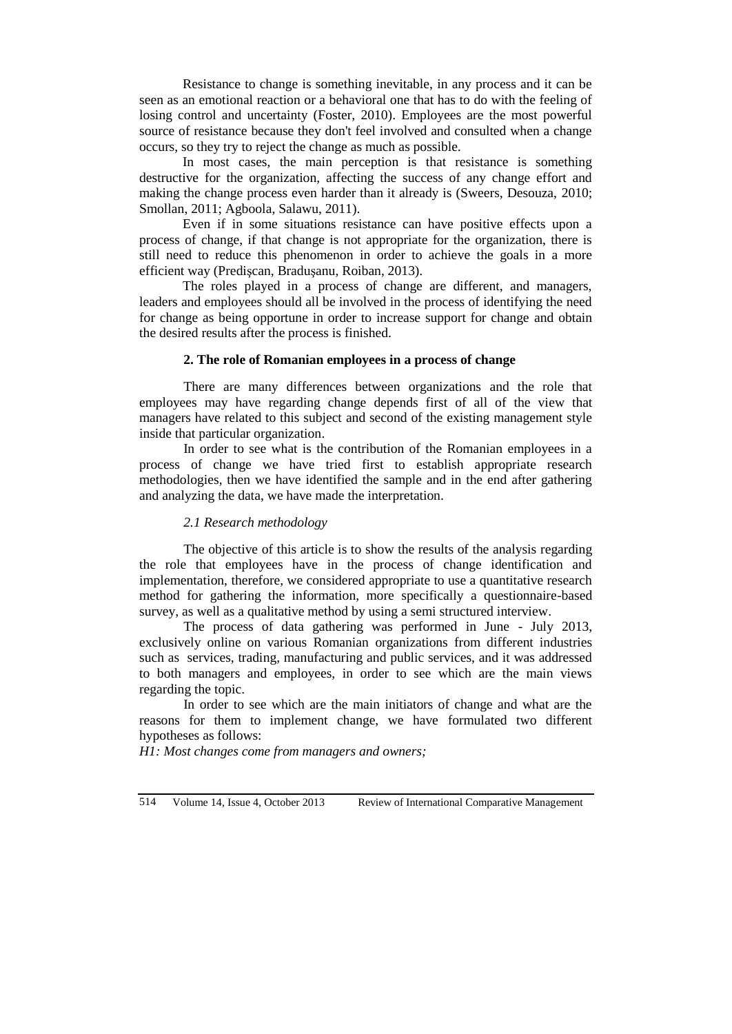Resistance to change is something inevitable, in any process and it can be seen as an emotional reaction or a behavioral one that has to do with the feeling of losing control and uncertainty (Foster, 2010). Employees are the most powerful source of resistance because they don't feel involved and consulted when a change occurs, so they try to reject the change as much as possible.

In most cases, the main perception is that resistance is something destructive for the organization, affecting the success of any change effort and making the change process even harder than it already is (Sweers, Desouza, 2010; Smollan, 2011; Agboola, Salawu, 2011).

Even if in some situations resistance can have positive effects upon a process of change, if that change is not appropriate for the organization, there is still need to reduce this phenomenon in order to achieve the goals in a more efficient way (Predişcan, Braduşanu, Roiban, 2013).

The roles played in a process of change are different, and managers, leaders and employees should all be involved in the process of identifying the need for change as being opportune in order to increase support for change and obtain the desired results after the process is finished.

## 2. The role of Romanian employees in a process of change

There are many differences between organizations and the role that employees may have regarding change depends first of all of the view that managers have related to this subject and second of the existing management style inside that particular organization.

In order to see what is the contribution of the Romanian employees in a process of change we have tried first to establish appropriate research methodologies, then we have identified the sample and in the end after gathering and analyzing the data, we have made the interpretation.

### *2.1 Research methodology*

The objective of this article is to show the results of the analysis regarding the role that employees have in the process of change identification and implementation, therefore, we considered appropriate to use a quantitative research method for gathering the information, more specifically a questionnaire-based survey, as well as a qualitative method by using a semi structured interview.

The process of data gathering was performed in June - July 2013, exclusively online on various Romanian organizations from different industries such as services, trading, manufacturing and public services, and it was addressed to both managers and employees, in order to see which are the main views regarding the topic.

In order to see which are the main initiators of change and what are the reasons for them to implement change, we have formulated two different hypotheses as follows:

*H1: Most changes come from managers and owners;*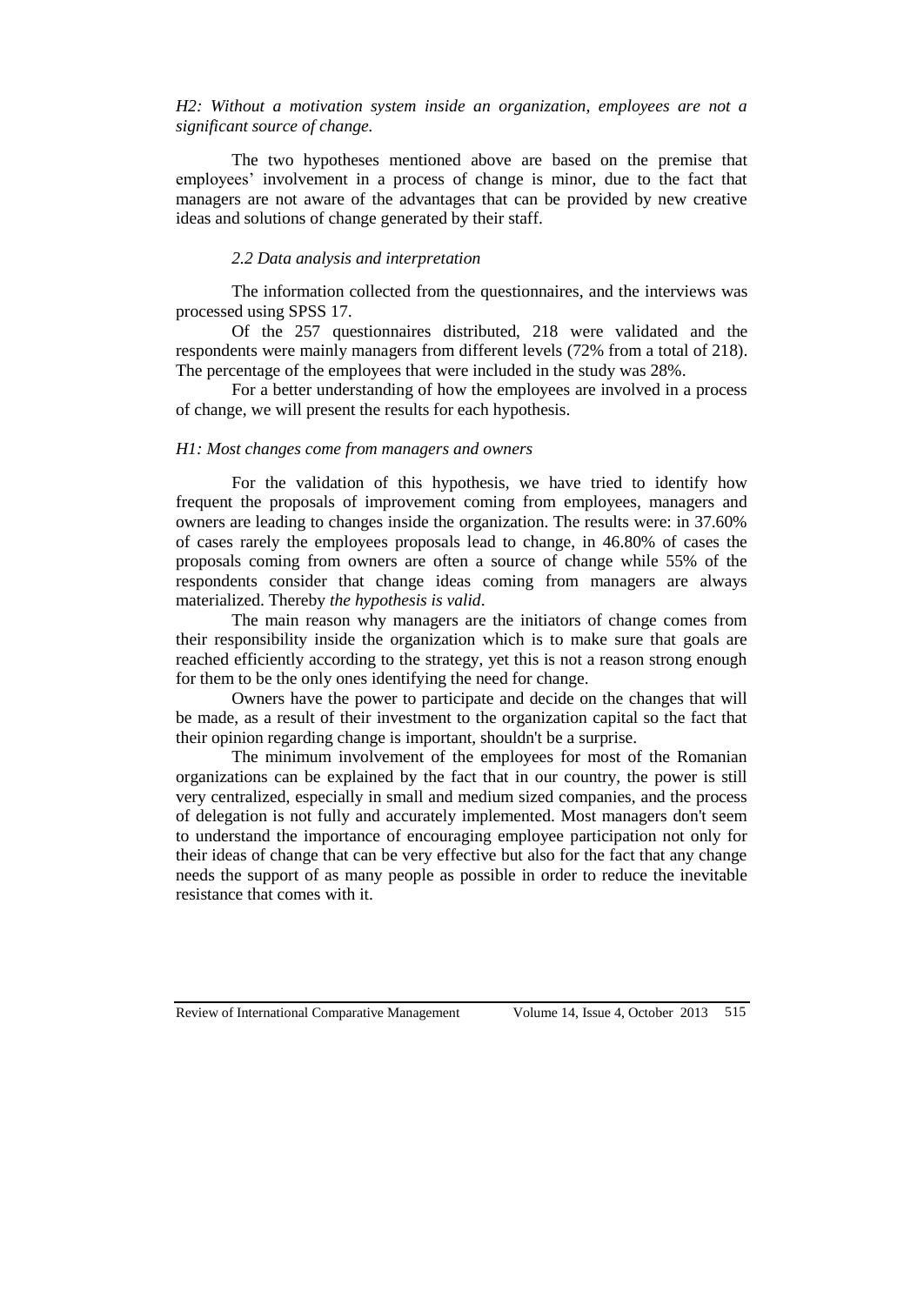*H2: Without a motivation system inside an organization, employees are not a significant source of change.*

The two hypotheses mentioned above are based on the premise that employees' involvement in a process of change is minor, due to the fact that managers are not aware of the advantages that can be provided by new creative ideas and solutions of change generated by their staff.

### *2.2 Data analysis and interpretation*

The information collected from the questionnaires, and the interviews was processed using SPSS 17.

Of the 257 questionnaires distributed, 218 were validated and the respondents were mainly managers from different levels (72% from a total of 218). The percentage of the employees that were included in the study was 28%.

For a better understanding of how the employees are involved in a process of change, we will present the results for each hypothesis.

#### *H1: Most changes come from managers and owners*

For the validation of this hypothesis, we have tried to identify how frequent the proposals of improvement coming from employees, managers and owners are leading to changes inside the organization. The results were: in 37.60% of cases rarely the employees proposals lead to change, in 46.80% of cases the proposals coming from owners are often a source of change while 55% of the respondents consider that change ideas coming from managers are always materialized. Thereby *the hypothesis is valid*.

The main reason why managers are the initiators of change comes from their responsibility inside the organization which is to make sure that goals are reached efficiently according to the strategy, yet this is not a reason strong enough for them to be the only ones identifying the need for change.

Owners have the power to participate and decide on the changes that will be made, as a result of their investment to the organization capital so the fact that their opinion regarding change is important, shouldn't be a surprise.

The minimum involvement of the employees for most of the Romanian organizations can be explained by the fact that in our country, the power is still very centralized, especially in small and medium sized companies, and the process of delegation is not fully and accurately implemented. Most managers don't seem to understand the importance of encouraging employee participation not only for their ideas of change that can be very effective but also for the fact that any change needs the support of as many people as possible in order to reduce the inevitable resistance that comes with it.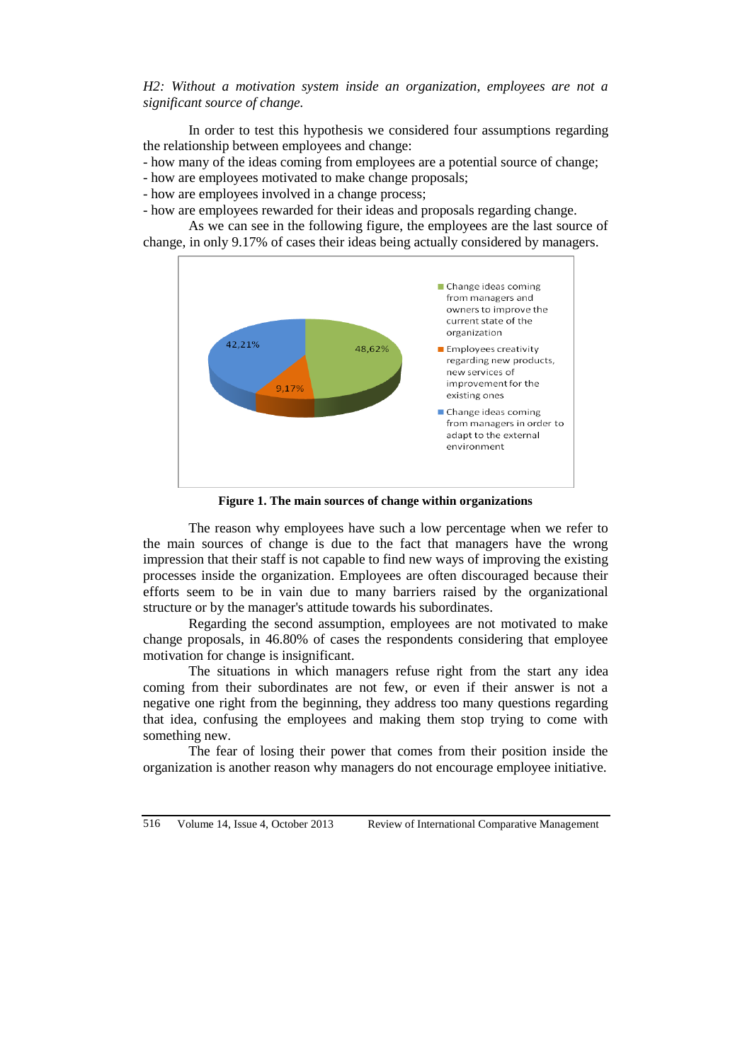*H2: Without a motivation system inside an organization, employees are not a significant source of change.*

In order to test this hypothesis we considered four assumptions regarding the relationship between employees and change:

- how many of the ideas coming from employees are a potential source of change;
- how are employees motivated to make change proposals;
- how are employees involved in a change process;
- how are employees rewarded for their ideas and proposals regarding change.

As we can see in the following figure, the employees are the last source of change, in only 9.17% of cases their ideas being actually considered by managers.

**Figure 1. The main sources of change within organizations**

The reason why employees have such a low percentage when we refer to the main sources of change is due to the fact that managers have the wrong impression that their staff is not capable to find new ways of improving the existing processes inside the organization. Employees are often discouraged because their efforts seem to be in vain due to many barriers raised by the organizational structure or by the manager's attitude towards his subordinates.

Regarding the second assumption, employees are not motivated to make change proposals, in 46.80% of cases the respondents considering that employee motivation for change is insignificant.

The situations in which managers refuse right from the start any idea coming from their subordinates are not few, or even if their answer is not a negative one right from the beginning, they address too many questions regarding that idea, confusing the employees and making them stop trying to come with something new.

The fear of losing their power that comes from their position inside the organization is another reason why managers do not encourage employee initiative.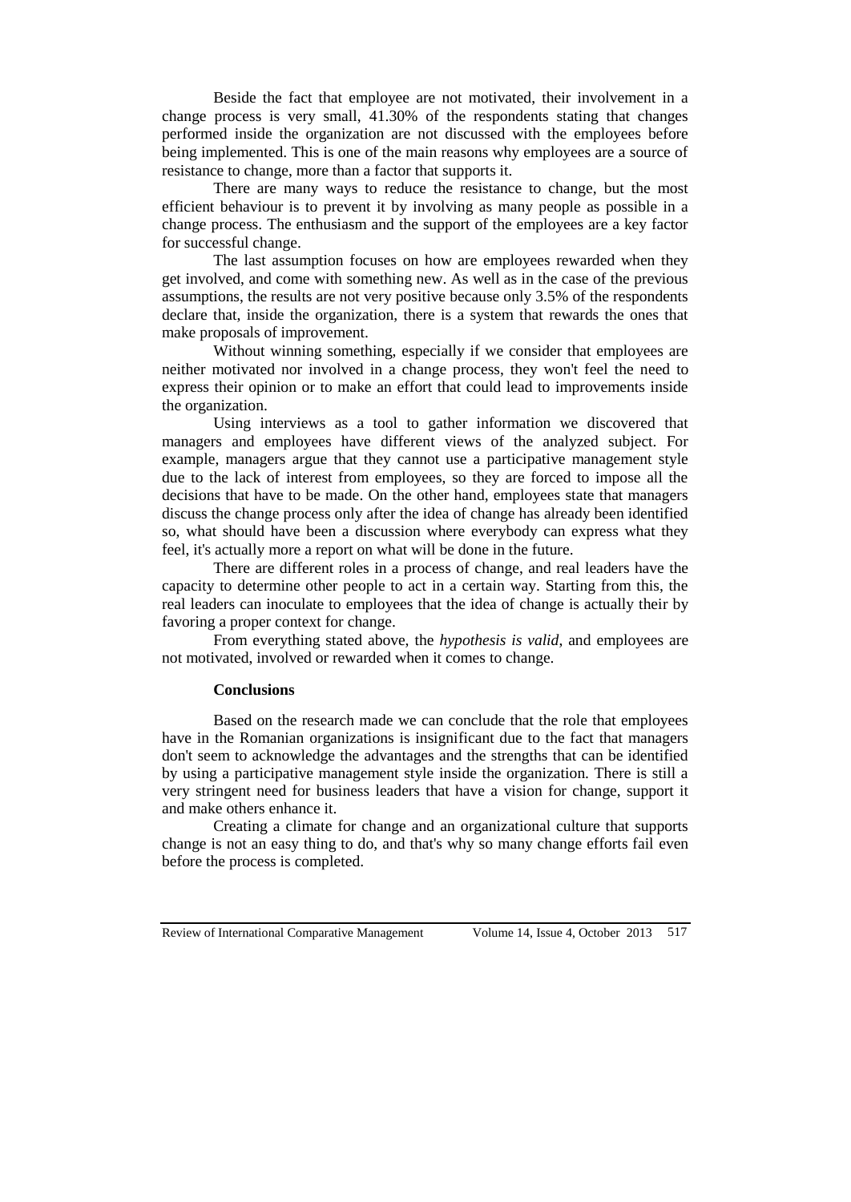Beside the fact that employee are not motivated, their involvement in a change process is very small, 41.30% of the respondents stating that changes performed inside the organization are not discussed with the employees before being implemented. This is one of the main reasons why employees are a source of resistance to change, more than a factor that supports it.

There are many ways to reduce the resistance to change, but the most efficient behaviour is to prevent it by involving as many people as possible in a change process. The enthusiasm and the support of the employees are a key factor for successful change.

The last assumption focuses on how are employees rewarded when they get involved, and come with something new. As well as in the case of the previous assumptions, the results are not very positive because only 3.5% of the respondents declare that, inside the organization, there is a system that rewards the ones that make proposals of improvement.

Without winning something, especially if we consider that employees are neither motivated nor involved in a change process, they won't feel the need to express their opinion or to make an effort that could lead to improvements inside the organization.

Using interviews as a tool to gather information we discovered that managers and employees have different views of the analyzed subject. For example, managers argue that they cannot use a participative management style due to the lack of interest from employees, so they are forced to impose all the decisions that have to be made. On the other hand, employees state that managers discuss the change process only after the idea of change has already been identified so, what should have been a discussion where everybody can express what they feel, it's actually more a report on what will be done in the future.

There are different roles in a process of change, and real leaders have the capacity to determine other people to act in a certain way. Starting from this, the real leaders can inoculate to employees that the idea of change is actually their by favoring a proper context for change.

From everything stated above, the *hypothesis is valid*, and employees are not motivated, involved or rewarded when it comes to change.

## Conclusions

Based on the research made we can conclude that the role that employees have in the Romanian organizations is insignificant due to the fact that managers don't seem to acknowledge the advantages and the strengths that can be identified by using a participative management style inside the organization. There is still a very stringent need for business leaders that have a vision for change, support it and make others enhance it.

Creating a climate for change and an organizational culture that supports change is not an easy thing to do, and that's why so many change efforts fail even before the process is completed.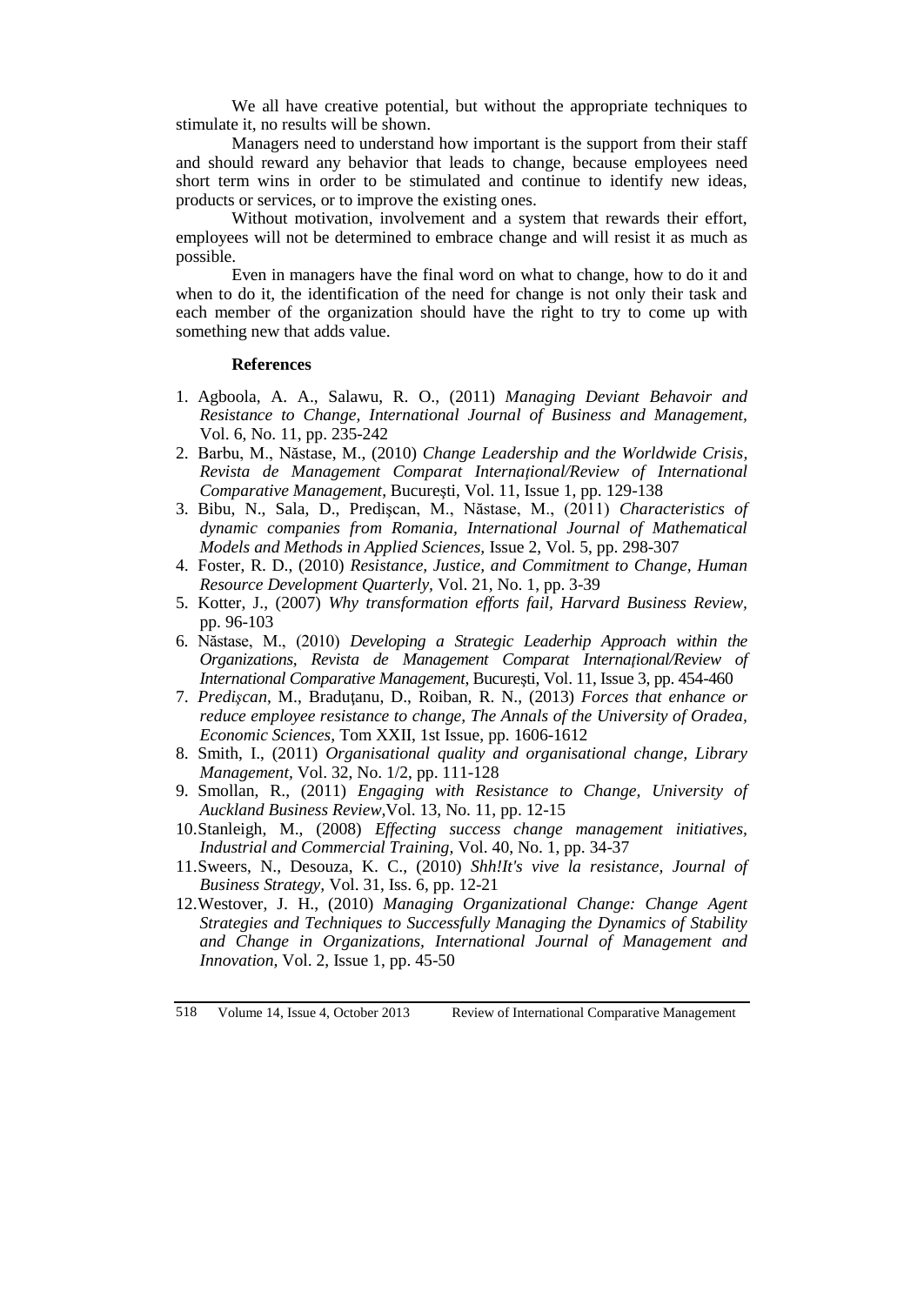We all have creative potential, but without the appropriate techniques to stimulate it, no results will be shown.

Managers need to understand how important is the support from their staff and should reward any behavior that leads to change, because employees need short term wins in order to be stimulated and continue to identify new ideas, products or services, or to improve the existing ones.

Without motivation, involvement and a system that rewards their effort, employees will not be determined to embrace change and will resist it as much as possible.

Even in managers have the final word on what to change, how to do it and when to do it, the identification of the need for change is not only their task and each member of the organization should have the right to try to come up with something new that adds value.

**References**

1. Agboola, A. A., Salawu, R. O., (2011) *Managing Deviant Behavoir and Resistance to Change, International Journal of Business and Management*, Vol. 6, No. 11, pp. 235-242
2. Barbu, M., Năstase, M., (2010) *Change Leadership and the Worldwide Crisis, Revista de Management Comparat Internațional/Review of International Comparative Management*, București, Vol. 11, Issue 1, pp. 129-138
3. Bibu, N., Sala, D., Predișcan, M., Năstase, M., (2011) *Characteristics of dynamic companies from Romania, International Journal of Mathematical Models and Methods in Applied Sciences*, Issue 2, Vol. 5, pp. 298-307
4. Foster, R. D., (2010) *Resistance, Justice, and Commitment to Change, Human Resource Development Quarterly*, Vol. 21, No. 1, pp. 3-39
5. Kotter, J., (2007) *Why transformation efforts fail, Harvard Business Review*, pp. 96-103
6. Năstase, M., (2010) *Developing a Strategic Leaderhip Approach within the Organizations, Revista de Management Comparat Internațional/Review of International Comparative Management*, București, Vol. 11, Issue 3, pp. 454-460
7. *Predișcan*, M., Braduțanu, D., Roiban, R. N., (2013) *Forces that enhance or reduce employee resistance to change, The Annals of the University of Oradea, Economic Sciences,* Tom XXII, 1st Issue, pp. 1606-1612
8. Smith, I., (2011) *Organisational quality and organisational change, Library Management*, Vol. 32, No. 1/2, pp. 111-128
9. Smollan, R., (2011) *Engaging with Resistance to Change, University of Auckland Business Review*,Vol. 13, No. 11, pp. 12-15
10. Stanleigh, M., (2008) *Effecting success change management initiatives, Industrial and Commercial Training*, Vol. 40, No. 1, pp. 34-37
11. Sweers, N., Desouza, K. C., (2010) *Shh!It's vive la resistance, Journal of Business Strategy*, Vol. 31, Iss. 6, pp. 12-21
12. Westover, J. H., (2010) *Managing Organizational Change: Change Agent Strategies and Techniques to Successfully Managing the Dynamics of Stability and Change in Organizations, International Journal of Management and Innovation*, Vol. 2, Issue 1, pp. 45-50